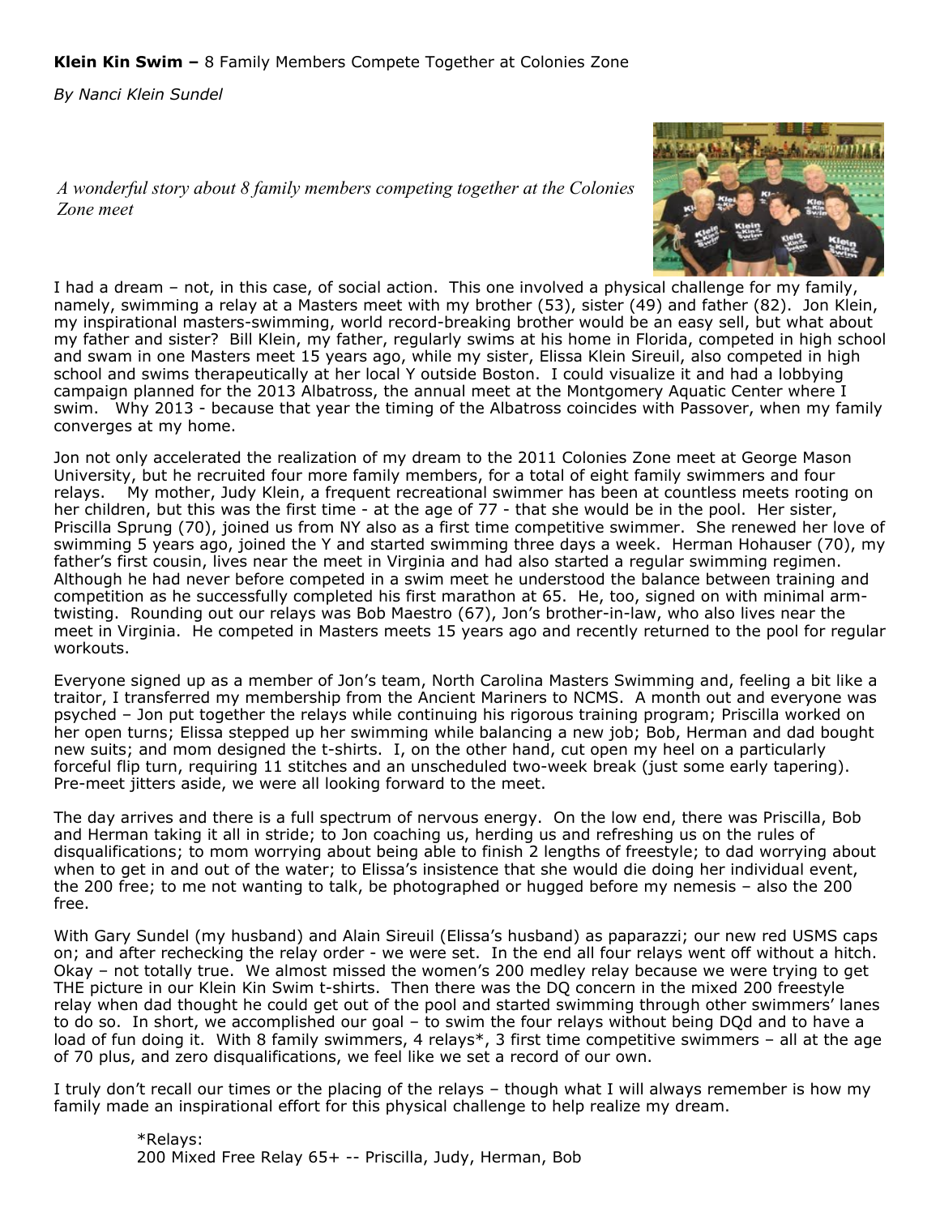**Klein Kin Swim –** 8 Family Members Compete Together at Colonies Zone

*By Nanci Klein Sundel*

*A wonderful story about 8 family members competing together at the Colonies Zone meet*

I had a dream – not, in this case, of social action. This one involved a physical challenge for my family, namely, swimming a relay at a Masters meet with my brother (53), sister (49) and father (82). Jon Klein, my inspirational masters-swimming, world record-breaking brother would be an easy sell, but what about my father and sister? Bill Klein, my father, regularly swims at his home in Florida, competed in high school and swam in one Masters meet 15 years ago, while my sister, Elissa Klein Sireuil, also competed in high school and swims therapeutically at her local Y outside Boston. I could visualize it and had a lobbying campaign planned for the 2013 Albatross, the annual meet at the Montgomery Aquatic Center where I swim. Why 2013 - because that year the timing of the Albatross coincides with Passover, when my family converges at my home.

Jon not only accelerated the realization of my dream to the 2011 Colonies Zone meet at George Mason University, but he recruited four more family members, for a total of eight family swimmers and four relays. My mother, Judy Klein, a frequent recreational swimmer has been at countless meets rooting on her children, but this was the first time - at the age of 77 - that she would be in the pool. Her sister, Priscilla Sprung (70), joined us from NY also as a first time competitive swimmer. She renewed her love of swimming 5 years ago, joined the Y and started swimming three days a week. Herman Hohauser (70), my father's first cousin, lives near the meet in Virginia and had also started a regular swimming regimen. Although he had never before competed in a swim meet he understood the balance between training and competition as he successfully completed his first marathon at 65. He, too, signed on with minimal arm-twisting. Rounding out our relays was Bob Maestro (67), Jon's brother-in-law, who also lives near the meet in Virginia. He competed in Masters meets 15 years ago and recently returned to the pool for regular workouts.

Everyone signed up as a member of Jon's team, North Carolina Masters Swimming and, feeling a bit like a traitor, I transferred my membership from the Ancient Mariners to NCMS. A month out and everyone was psyched – Jon put together the relays while continuing his rigorous training program; Priscilla worked on her open turns; Elissa stepped up her swimming while balancing a new job; Bob, Herman and dad bought new suits; and mom designed the t-shirts. I, on the other hand, cut open my heel on a particularly forceful flip turn, requiring 11 stitches and an unscheduled two-week break (just some early tapering). Pre-meet jitters aside, we were all looking forward to the meet.

The day arrives and there is a full spectrum of nervous energy. On the low end, there was Priscilla, Bob and Herman taking it all in stride; to Jon coaching us, herding us and refreshing us on the rules of disqualifications; to mom worrying about being able to finish 2 lengths of freestyle; to dad worrying about when to get in and out of the water; to Elissa's insistence that she would die doing her individual event, the 200 free; to me not wanting to talk, be photographed or hugged before my nemesis – also the 200 free.

With Gary Sundel (my husband) and Alain Sireuil (Elissa's husband) as paparazzi; our new red USMS caps on; and after rechecking the relay order - we were set. In the end all four relays went off without a hitch. Okay – not totally true. We almost missed the women's 200 medley relay because we were trying to get THE picture in our Klein Kin Swim t-shirts. Then there was the DQ concern in the mixed 200 freestyle relay when dad thought he could get out of the pool and started swimming through other swimmers' lanes to do so. In short, we accomplished our goal – to swim the four relays without being DQd and to have a load of fun doing it. With 8 family swimmers, 4 relays*, 3 first time competitive swimmers – all at the age of 70 plus, and zero disqualifications, we feel like we set a record of our own.

I truly don't recall our times or the placing of the relays – though what I will always remember is how my family made an inspirational effort for this physical challenge to help realize my dream.

*Relays:
200 Mixed Free Relay 65+ -- Priscilla, Judy, Herman, Bob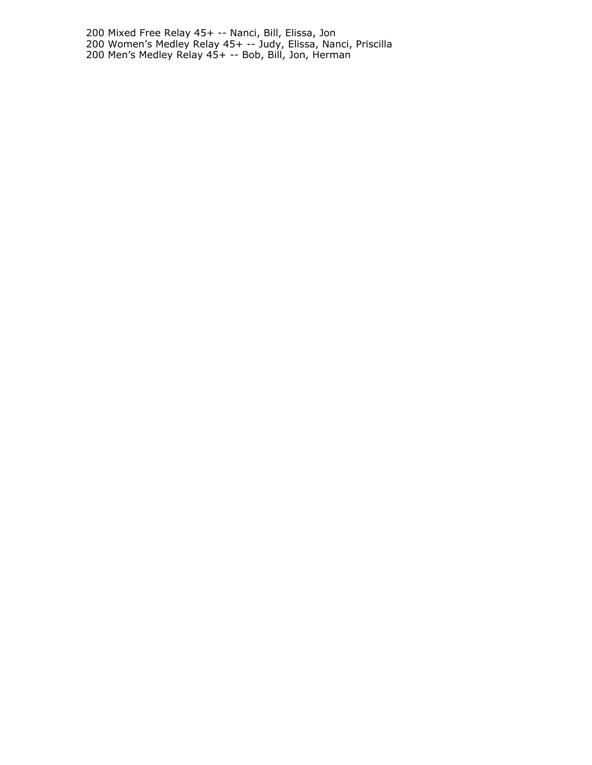200 Mixed Free Relay 45+ -- Nanci, Bill, Elissa, Jon
200 Women's Medley Relay 45+ -- Judy, Elissa, Nanci, Priscilla
200 Men's Medley Relay 45+ -- Bob, Bill, Jon, Herman